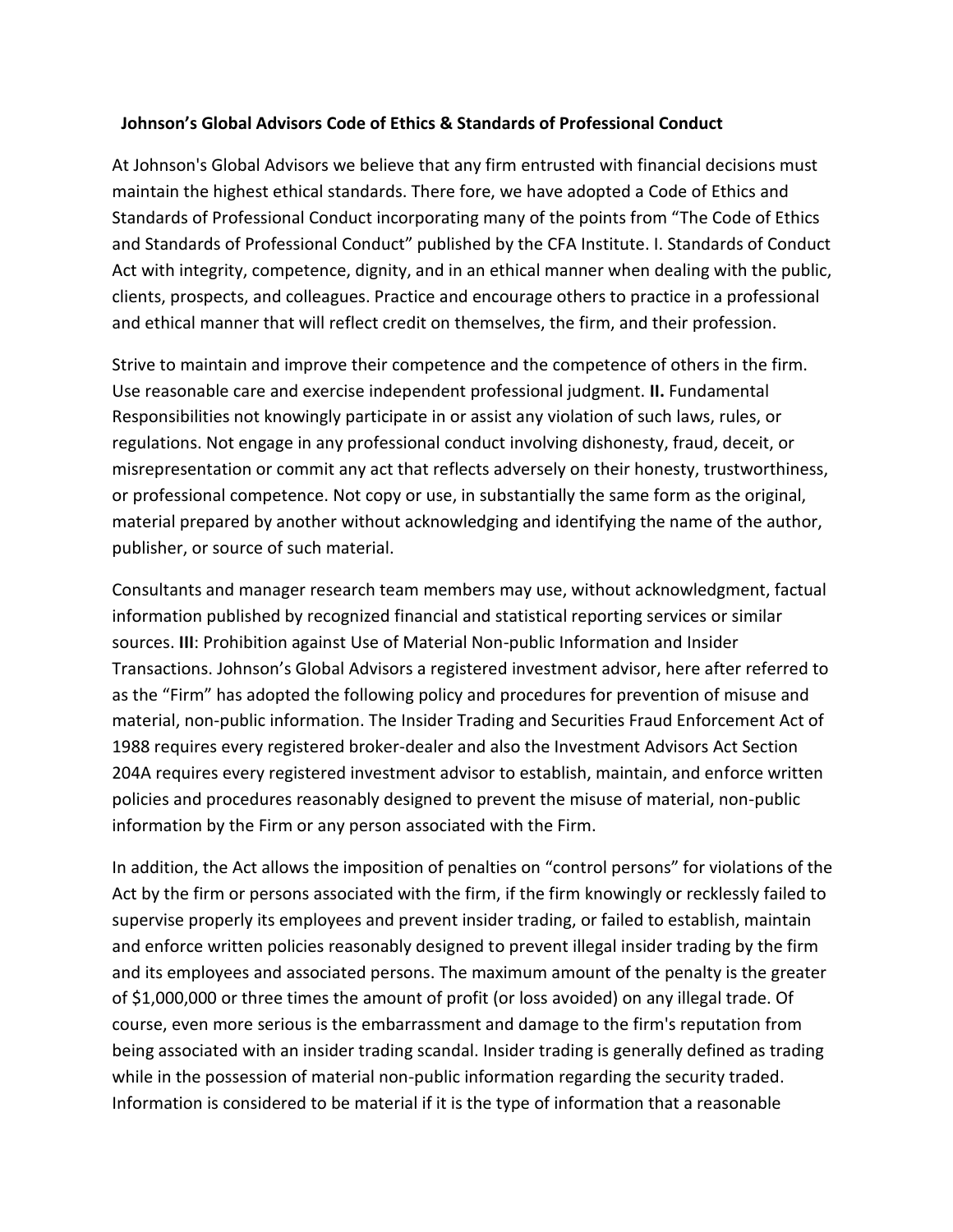**Johnson's Global Advisors Code of Ethics & Standards of Professional Conduct**

At Johnson's Global Advisors we believe that any firm entrusted with financial decisions must maintain the highest ethical standards. There fore, we have adopted a Code of Ethics and Standards of Professional Conduct incorporating many of the points from "The Code of Ethics and Standards of Professional Conduct" published by the CFA Institute. I. Standards of Conduct Act with integrity, competence, dignity, and in an ethical manner when dealing with the public, clients, prospects, and colleagues. Practice and encourage others to practice in a professional and ethical manner that will reflect credit on themselves, the firm, and their profession.

Strive to maintain and improve their competence and the competence of others in the firm. Use reasonable care and exercise independent professional judgment. **II.** Fundamental Responsibilities not knowingly participate in or assist any violation of such laws, rules, or regulations. Not engage in any professional conduct involving dishonesty, fraud, deceit, or misrepresentation or commit any act that reflects adversely on their honesty, trustworthiness, or professional competence. Not copy or use, in substantially the same form as the original, material prepared by another without acknowledging and identifying the name of the author, publisher, or source of such material.

Consultants and manager research team members may use, without acknowledgment, factual information published by recognized financial and statistical reporting services or similar sources. **III**: Prohibition against Use of Material Non-public Information and Insider Transactions. Johnson's Global Advisors a registered investment advisor, here after referred to as the "Firm" has adopted the following policy and procedures for prevention of misuse and material, non-public information. The Insider Trading and Securities Fraud Enforcement Act of 1988 requires every registered broker-dealer and also the Investment Advisors Act Section 204A requires every registered investment advisor to establish, maintain, and enforce written policies and procedures reasonably designed to prevent the misuse of material, non-public information by the Firm or any person associated with the Firm.

In addition, the Act allows the imposition of penalties on "control persons" for violations of the Act by the firm or persons associated with the firm, if the firm knowingly or recklessly failed to supervise properly its employees and prevent insider trading, or failed to establish, maintain and enforce written policies reasonably designed to prevent illegal insider trading by the firm and its employees and associated persons. The maximum amount of the penalty is the greater of $1,000,000 or three times the amount of profit (or loss avoided) on any illegal trade. Of course, even more serious is the embarrassment and damage to the firm's reputation from being associated with an insider trading scandal. Insider trading is generally defined as trading while in the possession of material non-public information regarding the security traded. Information is considered to be material if it is the type of information that a reasonable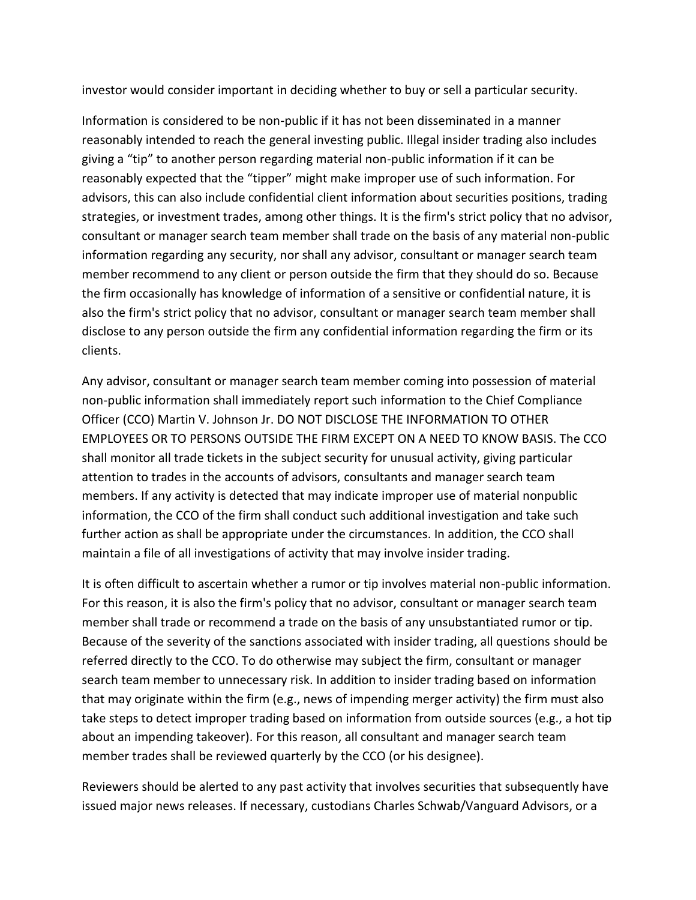investor would consider important in deciding whether to buy or sell a particular security.

Information is considered to be non-public if it has not been disseminated in a manner reasonably intended to reach the general investing public. Illegal insider trading also includes giving a "tip" to another person regarding material non-public information if it can be reasonably expected that the "tipper" might make improper use of such information. For advisors, this can also include confidential client information about securities positions, trading strategies, or investment trades, among other things. It is the firm's strict policy that no advisor, consultant or manager search team member shall trade on the basis of any material non-public information regarding any security, nor shall any advisor, consultant or manager search team member recommend to any client or person outside the firm that they should do so. Because the firm occasionally has knowledge of information of a sensitive or confidential nature, it is also the firm's strict policy that no advisor, consultant or manager search team member shall disclose to any person outside the firm any confidential information regarding the firm or its clients.

Any advisor, consultant or manager search team member coming into possession of material non-public information shall immediately report such information to the Chief Compliance Officer (CCO) Martin V. Johnson Jr. DO NOT DISCLOSE THE INFORMATION TO OTHER EMPLOYEES OR TO PERSONS OUTSIDE THE FIRM EXCEPT ON A NEED TO KNOW BASIS. The CCO shall monitor all trade tickets in the subject security for unusual activity, giving particular attention to trades in the accounts of advisors, consultants and manager search team members. If any activity is detected that may indicate improper use of material nonpublic information, the CCO of the firm shall conduct such additional investigation and take such further action as shall be appropriate under the circumstances. In addition, the CCO shall maintain a file of all investigations of activity that may involve insider trading.

It is often difficult to ascertain whether a rumor or tip involves material non-public information. For this reason, it is also the firm's policy that no advisor, consultant or manager search team member shall trade or recommend a trade on the basis of any unsubstantiated rumor or tip. Because of the severity of the sanctions associated with insider trading, all questions should be referred directly to the CCO. To do otherwise may subject the firm, consultant or manager search team member to unnecessary risk. In addition to insider trading based on information that may originate within the firm (e.g., news of impending merger activity) the firm must also take steps to detect improper trading based on information from outside sources (e.g., a hot tip about an impending takeover). For this reason, all consultant and manager search team member trades shall be reviewed quarterly by the CCO (or his designee).

Reviewers should be alerted to any past activity that involves securities that subsequently have issued major news releases. If necessary, custodians Charles Schwab/Vanguard Advisors, or a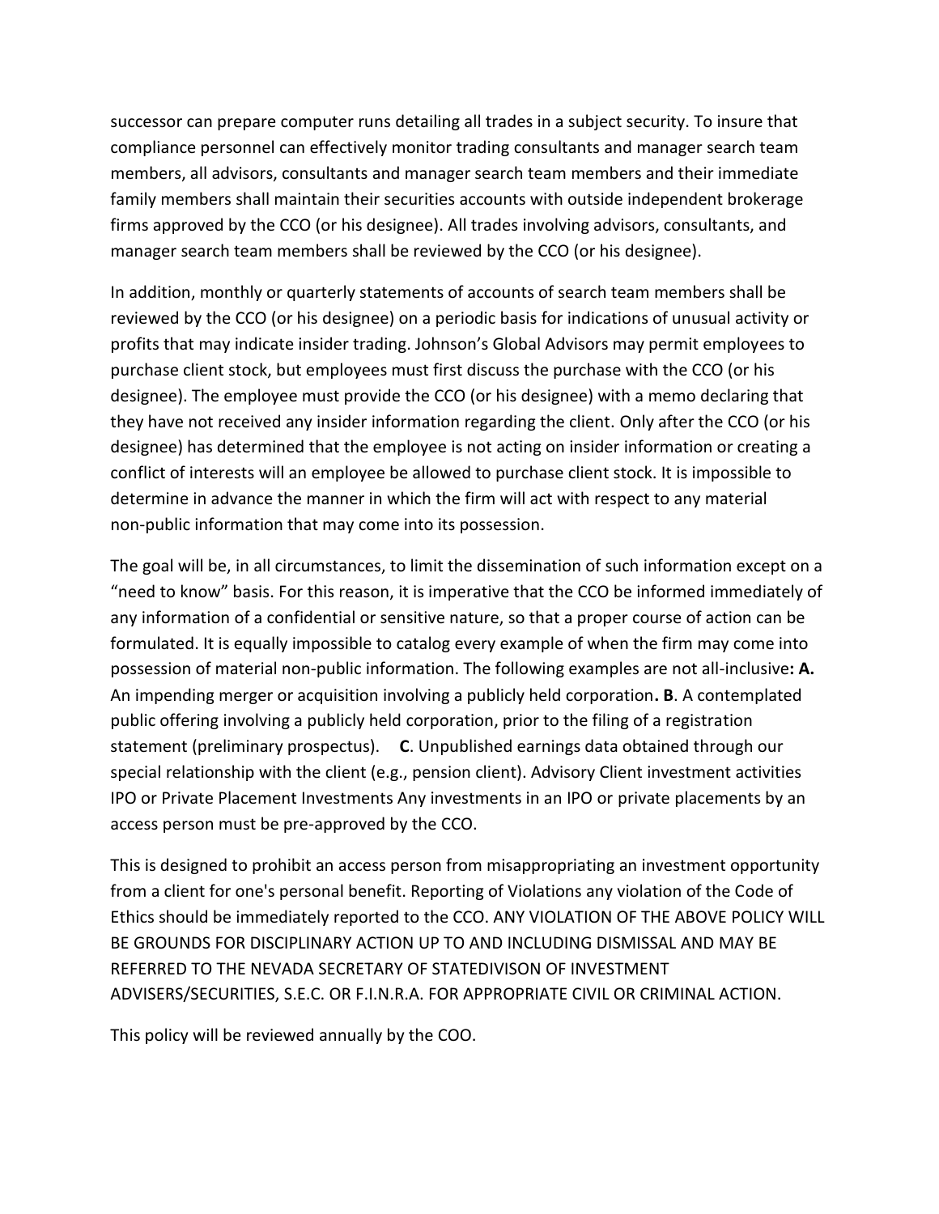successor can prepare computer runs detailing all trades in a subject security. To insure that compliance personnel can effectively monitor trading consultants and manager search team members, all advisors, consultants and manager search team members and their immediate family members shall maintain their securities accounts with outside independent brokerage firms approved by the CCO (or his designee). All trades involving advisors, consultants, and manager search team members shall be reviewed by the CCO (or his designee).

In addition, monthly or quarterly statements of accounts of search team members shall be reviewed by the CCO (or his designee) on a periodic basis for indications of unusual activity or profits that may indicate insider trading. Johnson's Global Advisors may permit employees to purchase client stock, but employees must first discuss the purchase with the CCO (or his designee). The employee must provide the CCO (or his designee) with a memo declaring that they have not received any insider information regarding the client. Only after the CCO (or his designee) has determined that the employee is not acting on insider information or creating a conflict of interests will an employee be allowed to purchase client stock. It is impossible to determine in advance the manner in which the firm will act with respect to any material non-public information that may come into its possession.

The goal will be, in all circumstances, to limit the dissemination of such information except on a "need to know" basis. For this reason, it is imperative that the CCO be informed immediately of any information of a confidential or sensitive nature, so that a proper course of action can be formulated. It is equally impossible to catalog every example of when the firm may come into possession of material non-public information. The following examples are not all-inclusive**: A.** An impending merger or acquisition involving a publicly held corporation**. B**. A contemplated public offering involving a publicly held corporation, prior to the filing of a registration statement (preliminary prospectus). **C**. Unpublished earnings data obtained through our special relationship with the client (e.g., pension client). Advisory Client investment activities IPO or Private Placement Investments Any investments in an IPO or private placements by an access person must be pre-approved by the CCO.

This is designed to prohibit an access person from misappropriating an investment opportunity from a client for one's personal benefit. Reporting of Violations any violation of the Code of Ethics should be immediately reported to the CCO. ANY VIOLATION OF THE ABOVE POLICY WILL BE GROUNDS FOR DISCIPLINARY ACTION UP TO AND INCLUDING DISMISSAL AND MAY BE REFERRED TO THE NEVADA SECRETARY OF STATEDIVISON OF INVESTMENT ADVISERS/SECURITIES, S.E.C. OR F.I.N.R.A. FOR APPROPRIATE CIVIL OR CRIMINAL ACTION.

This policy will be reviewed annually by the COO.